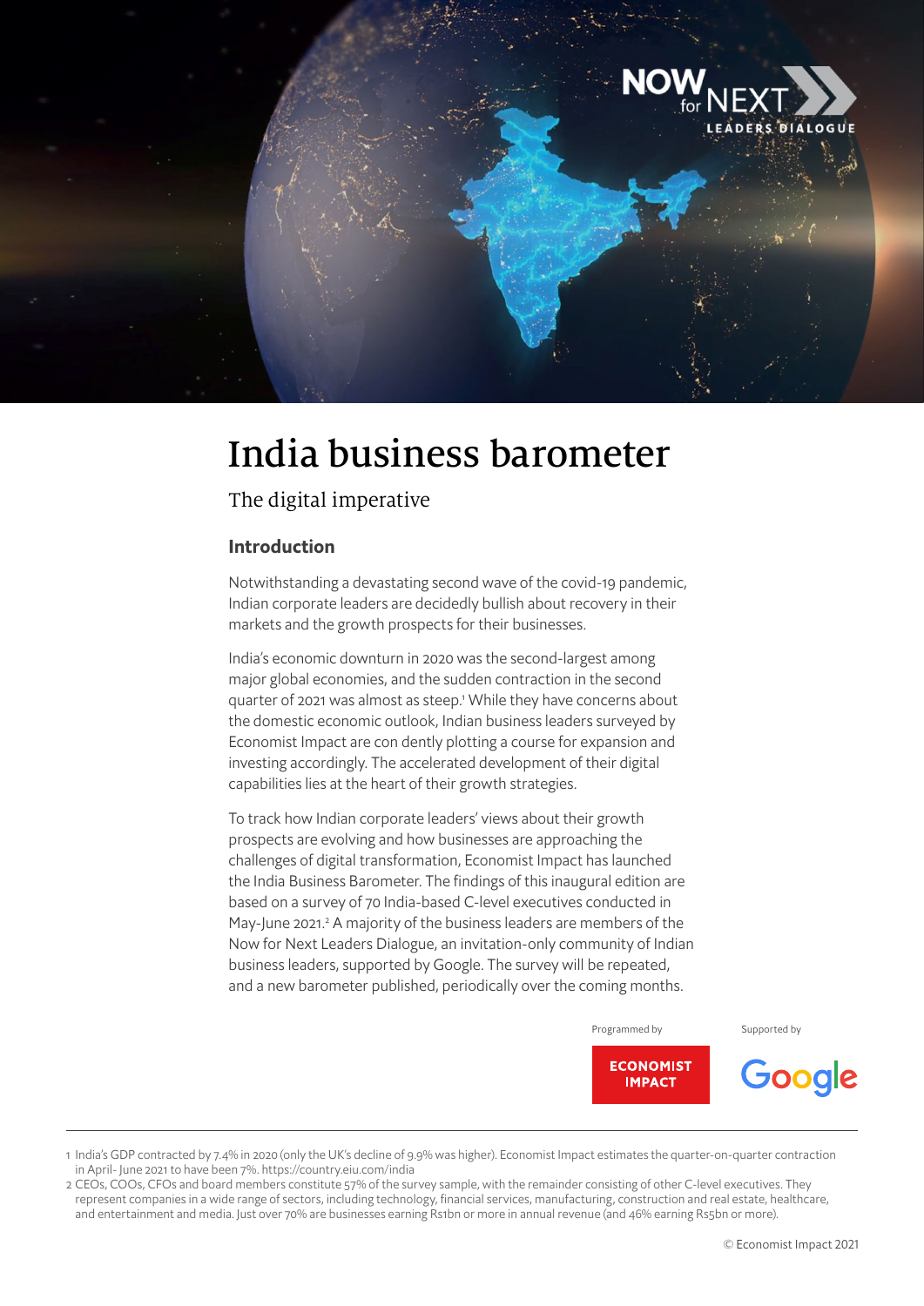# India business barometer

## The digital imperative

### Introduction

Notwithstanding a devastating second wave of the covid-19 pandemic, Indian corporate leaders are decidedly bullish about recovery in their markets and the growth prospects for their businesses.

India's economic downturn in 2020 was the second-largest among major global economies, and the sudden contraction in the second quarter of 2021 was almost as steep.[1] While they have concerns about the domestic economic outlook, Indian business leaders surveyed by Economist Impact are con dently plotting a course for expansion and investing accordingly. The accelerated development of their digital capabilities lies at the heart of their growth strategies.

To track how Indian corporate leaders' views about their growth prospects are evolving and how businesses are approaching the challenges of digital transformation, Economist Impact has launched the India Business Barometer. The findings of this inaugural edition are based on a survey of 70 India-based C-level executives conducted in May-June 2021.[2] A majority of the business leaders are members of the Now for Next Leaders Dialogue, an invitation-only community of Indian business leaders, supported by Google. The survey will be repeated, and a new barometer published, periodically over the coming months.

Programmed by ECONOMIST IMPACT

Supported by Google

1 India's GDP contracted by 7.4% in 2020 (only the UK's decline of 9.9% was higher). Economist Impact estimates the quarter-on-quarter contraction in April- June 2021 to have been 7%. https://country.eiu.com/india

2 CEOs, COOs, CFOs and board members constitute 57% of the survey sample, with the remainder consisting of other C-level executives. They represent companies in a wide range of sectors, including technology, financial services, manufacturing, construction and real estate, healthcare, and entertainment and media. Just over 70% are businesses earning Rs1bn or more in annual revenue (and 46% earning Rs5bn or more).

© Economist Impact 2021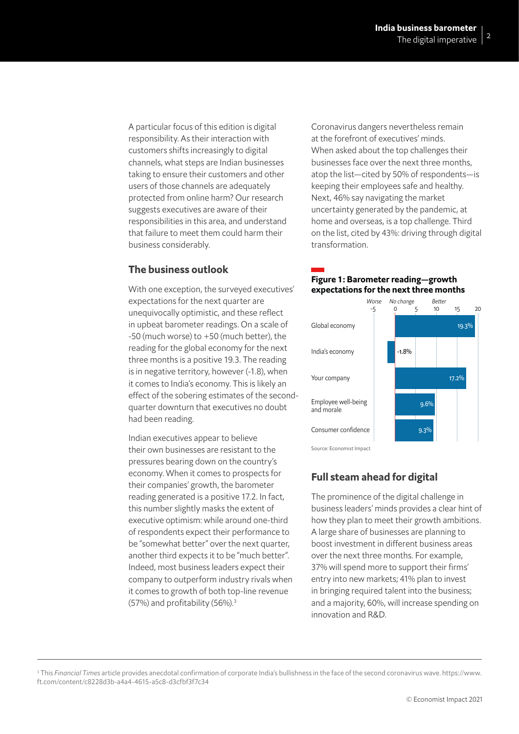A particular focus of this edition is digital responsibility. As their interaction with customers shifts increasingly to digital channels, what steps are Indian businesses taking to ensure their customers and other users of those channels are adequately protected from online harm? Our research suggests executives are aware of their responsibilities in this area, and understand that failure to meet them could harm their business considerably.

## The business outlook

With one exception, the surveyed executives' expectations for the next quarter are unequivocally optimistic, and these reflect in upbeat barometer readings. On a scale of -50 (much worse) to +50 (much better), the reading for the global economy for the next three months is a positive 19.3. The reading is in negative territory, however (-1.8), when it comes to India's economy. This is likely an effect of the sobering estimates of the second-quarter downturn that executives no doubt had been reading.

Indian executives appear to believe their own businesses are resistant to the pressures bearing down on the country's economy. When it comes to prospects for their companies' growth, the barometer reading generated is a positive 17.2. In fact, this number slightly masks the extent of executive optimism: while around one-third of respondents expect their performance to be "somewhat better" over the next quarter, another third expects it to be "much better". Indeed, most business leaders expect their company to outperform industry rivals when it comes to growth of both top-line revenue (57%) and profitability (56%).[3]

Coronavirus dangers nevertheless remain at the forefront of executives' minds. When asked about the top challenges their businesses face over the next three months, atop the list—cited by 50% of respondents—is keeping their employees safe and healthy. Next, 46% say navigating the market uncertainty generated by the pandemic, at home and overseas, is a top challenge. Third on the list, cited by 43%: driving through digital transformation.

**Figure 1: Barometer reading—growth expectations for the next three months**

| | Barometer reading (Worse -5 / No change 0 / Better 20) |
| --- | --- |
| Global economy | 19.3% |
| India's economy | -1.8% |
| Your company | 17.2% |
| Employee well-being and morale | 9.6% |
| Consumer confidence | 9.3% |

Source: Economist Impact

## Full steam ahead for digital

The prominence of the digital challenge in business leaders' minds provides a clear hint of how they plan to meet their growth ambitions. A large share of businesses are planning to boost investment in different business areas over the next three months. For example, 37% will spend more to support their firms' entry into new markets; 41% plan to invest in bringing required talent into the business; and a majority, 60%, will increase spending on innovation and R&D.

---

[3] This *Financial Times* article provides anecdotal confirmation of corporate India's bullishness in the face of the second coronavirus wave. https://www.ft.com/content/c8228d3b-a4a4-4615-a5c8-d3cfbf3f7c34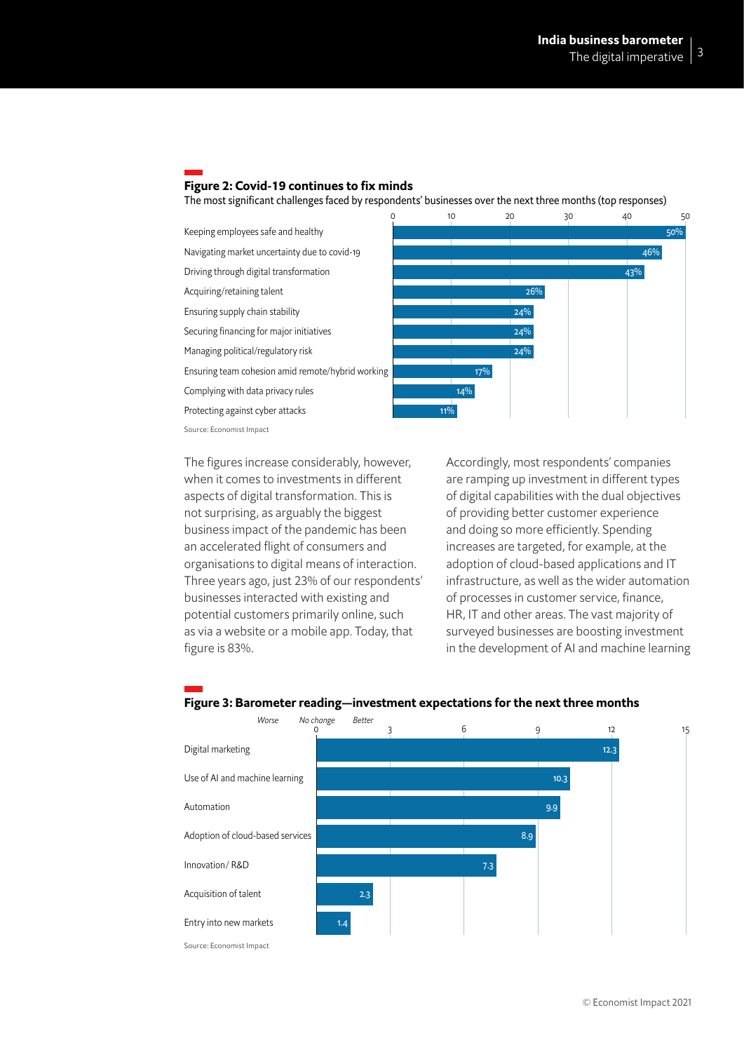**Figure 2: Covid-19 continues to fix minds**

The most significant challenges faced by respondents' businesses over the next three months (top responses)

| Challenge | % |
| --- | --- |
| Keeping employees safe and healthy | 50% |
| Navigating market uncertainty due to covid-19 | 46% |
| Driving through digital transformation | 43% |
| Acquiring/retaining talent | 26% |
| Ensuring supply chain stability | 24% |
| Securing financing for major initiatives | 24% |
| Managing political/regulatory risk | 24% |
| Ensuring team cohesion amid remote/hybrid working | 17% |
| Complying with data privacy rules | 14% |
| Protecting against cyber attacks | 11% |

Source: Economist Impact

The figures increase considerably, however, when it comes to investments in different aspects of digital transformation. This is not surprising, as arguably the biggest business impact of the pandemic has been an accelerated flight of consumers and organisations to digital means of interaction. Three years ago, just 23% of our respondents' businesses interacted with existing and potential customers primarily online, such as via a website or a mobile app. Today, that figure is 83%.

Accordingly, most respondents' companies are ramping up investment in different types of digital capabilities with the dual objectives of providing better customer experience and doing so more efficiently. Spending increases are targeted, for example, at the adoption of cloud-based applications and IT infrastructure, as well as the wider automation of processes in customer service, finance, HR, IT and other areas. The vast majority of surveyed businesses are boosting investment in the development of AI and machine learning

**Figure 3: Barometer reading—investment expectations for the next three months**

(Scale: *Worse* — *No change* (0) — *Better*)

| Area | Reading |
| --- | --- |
| Digital marketing | 12.3 |
| Use of AI and machine learning | 10.3 |
| Automation | 9.9 |
| Adoption of cloud-based services | 8.9 |
| Innovation/ R&D | 7.3 |
| Acquisition of talent | 2.3 |
| Entry into new markets | 1.4 |

Source: Economist Impact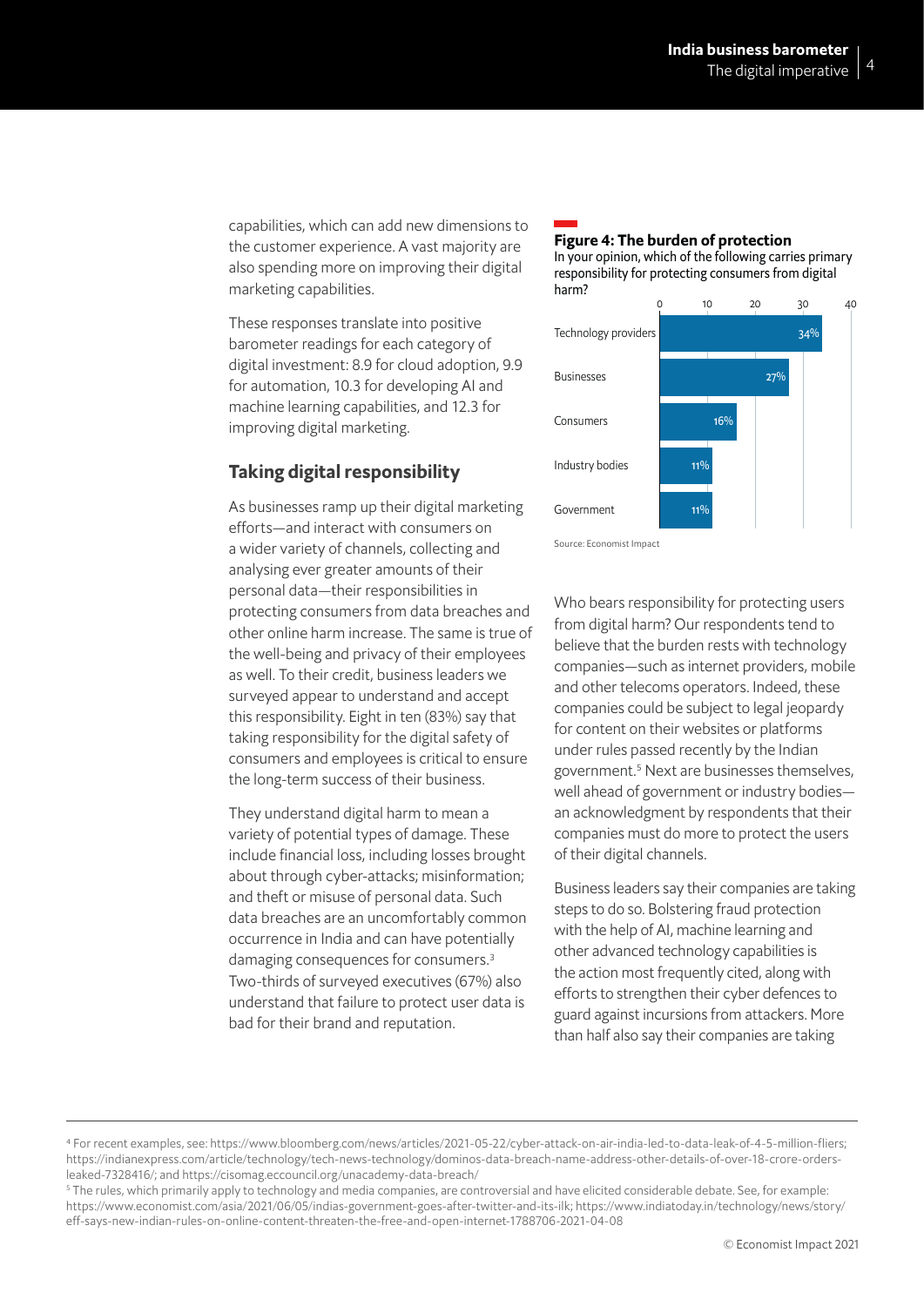capabilities, which can add new dimensions to the customer experience. A vast majority are also spending more on improving their digital marketing capabilities.

These responses translate into positive barometer readings for each category of digital investment: 8.9 for cloud adoption, 9.9 for automation, 10.3 for developing AI and machine learning capabilities, and 12.3 for improving digital marketing.

## Taking digital responsibility

As businesses ramp up their digital marketing efforts—and interact with consumers on a wider variety of channels, collecting and analysing ever greater amounts of their personal data—their responsibilities in protecting consumers from data breaches and other online harm increase. The same is true of the well-being and privacy of their employees as well. To their credit, business leaders we surveyed appear to understand and accept this responsibility. Eight in ten (83%) say that taking responsibility for the digital safety of consumers and employees is critical to ensure the long-term success of their business.

They understand digital harm to mean a variety of potential types of damage. These include financial loss, including losses brought about through cyber-attacks; misinformation; and theft or misuse of personal data. Such data breaches are an uncomfortably common occurrence in India and can have potentially damaging consequences for consumers.[3] Two-thirds of surveyed executives (67%) also understand that failure to protect user data is bad for their brand and reputation.

**Figure 4: The burden of protection**

In your opinion, which of the following carries primary responsibility for protecting consumers from digital harm?

| | % |
|---|---|
| Technology providers | 34% |
| Businesses | 27% |
| Consumers | 16% |
| Industry bodies | 11% |
| Government | 11% |

Source: Economist Impact

Who bears responsibility for protecting users from digital harm? Our respondents tend to believe that the burden rests with technology companies—such as internet providers, mobile and other telecoms operators. Indeed, these companies could be subject to legal jeopardy for content on their websites or platforms under rules passed recently by the Indian government.[5] Next are businesses themselves, well ahead of government or industry bodies—an acknowledgment by respondents that their companies must do more to protect the users of their digital channels.

Business leaders say their companies are taking steps to do so. Bolstering fraud protection with the help of AI, machine learning and other advanced technology capabilities is the action most frequently cited, along with efforts to strengthen their cyber defences to guard against incursions from attackers. More than half also say their companies are taking

---

[4] For recent examples, see: https://www.bloomberg.com/news/articles/2021-05-22/cyber-attack-on-air-india-led-to-data-leak-of-4-5-million-fliers; https://indianexpress.com/article/technology/tech-news-technology/dominos-data-breach-name-address-other-details-of-over-18-crore-orders-leaked-7328416/; and https://cisomag.eccouncil.org/unacademy-data-breach/

[5] The rules, which primarily apply to technology and media companies, are controversial and have elicited considerable debate. See, for example: https://www.economist.com/asia/2021/06/05/indias-government-goes-after-twitter-and-its-ilk; https://www.indiatoday.in/technology/news/story/eff-says-new-indian-rules-on-online-content-threaten-the-free-and-open-internet-1788706-2021-04-08

© Economist Impact 2021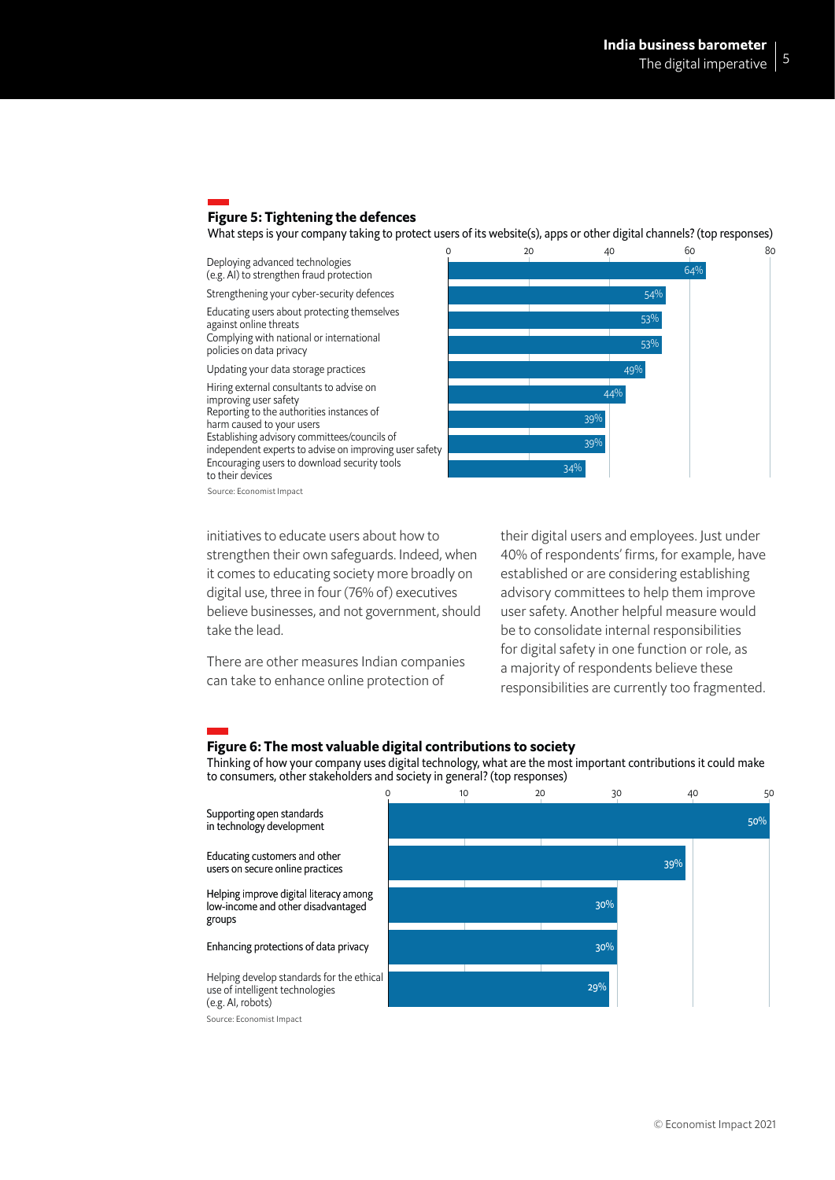## Figure 5: Tightening the defences

What steps is your company taking to protect users of its website(s), apps or other digital channels? (top responses)

| Step | % |
| --- | --- |
| Deploying advanced technologies (e.g. AI) to strengthen fraud protection | 64% |
| Strengthening your cyber-security defences | 54% |
| Educating users about protecting themselves against online threats | 53% |
| Complying with national or international policies on data privacy | 53% |
| Updating your data storage practices | 49% |
| Hiring external consultants to advise on improving user safety | 44% |
| Reporting to the authorities instances of harm caused to your users | 39% |
| Establishing advisory committees/councils of independent experts to advise on improving user safety | 39% |
| Encouraging users to download security tools to their devices | 34% |

Source: Economist Impact

initiatives to educate users about how to strengthen their own safeguards. Indeed, when it comes to educating society more broadly on digital use, three in four (76% of) executives believe businesses, and not government, should take the lead.

There are other measures Indian companies can take to enhance online protection of their digital users and employees. Just under 40% of respondents' firms, for example, have established or are considering establishing advisory committees to help them improve user safety. Another helpful measure would be to consolidate internal responsibilities for digital safety in one function or role, as a majority of respondents believe these responsibilities are currently too fragmented.

## Figure 6: The most valuable digital contributions to society

Thinking of how your company uses digital technology, what are the most important contributions it could make to consumers, other stakeholders and society in general? (top responses)

| Contribution | % |
| --- | --- |
| Supporting open standards in technology development | 50% |
| Educating customers and other users on secure online practices | 39% |
| Helping improve digital literacy among low-income and other disadvantaged groups | 30% |
| Enhancing protections of data privacy | 30% |
| Helping develop standards for the ethical use of intelligent technologies (e.g. AI, robots) | 29% |

Source: Economist Impact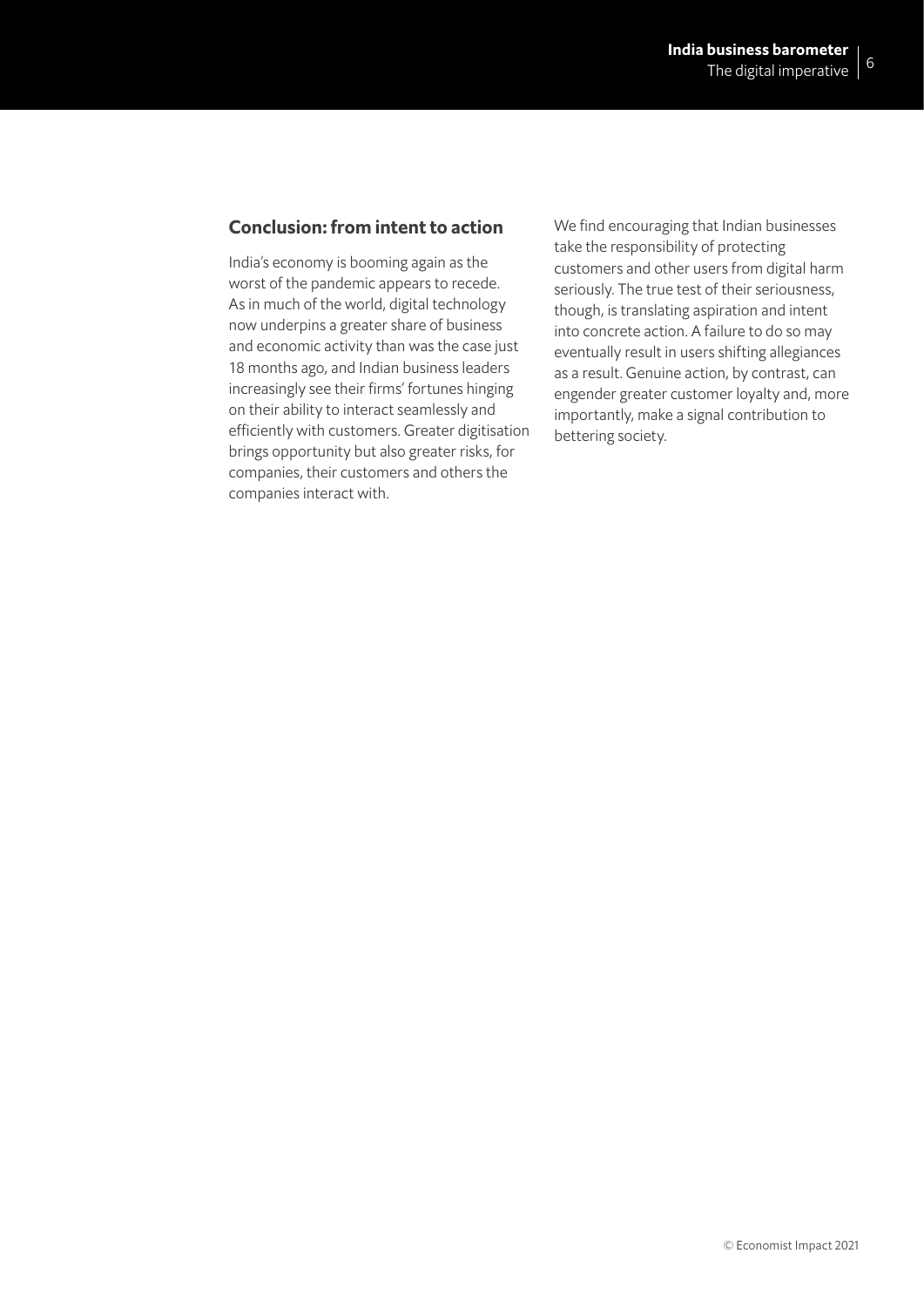## Conclusion: from intent to action

India's economy is booming again as the worst of the pandemic appears to recede. As in much of the world, digital technology now underpins a greater share of business and economic activity than was the case just 18 months ago, and Indian business leaders increasingly see their firms' fortunes hinging on their ability to interact seamlessly and efficiently with customers. Greater digitisation brings opportunity but also greater risks, for companies, their customers and others the companies interact with.

We find encouraging that Indian businesses take the responsibility of protecting customers and other users from digital harm seriously. The true test of their seriousness, though, is translating aspiration and intent into concrete action. A failure to do so may eventually result in users shifting allegiances as a result. Genuine action, by contrast, can engender greater customer loyalty and, more importantly, make a signal contribution to bettering society.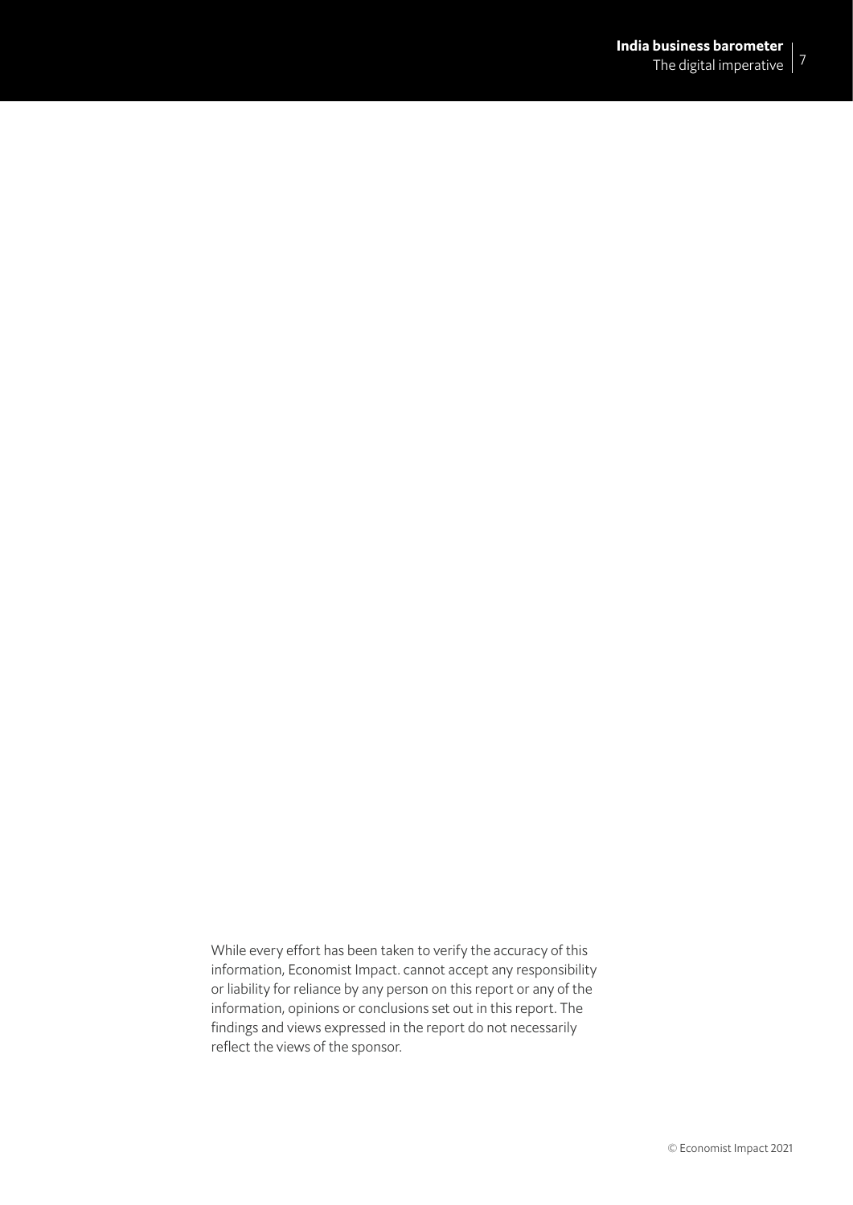While every effort has been taken to verify the accuracy of this information, Economist Impact. cannot accept any responsibility or liability for reliance by any person on this report or any of the information, opinions or conclusions set out in this report. The findings and views expressed in the report do not necessarily reflect the views of the sponsor.

© Economist Impact 2021